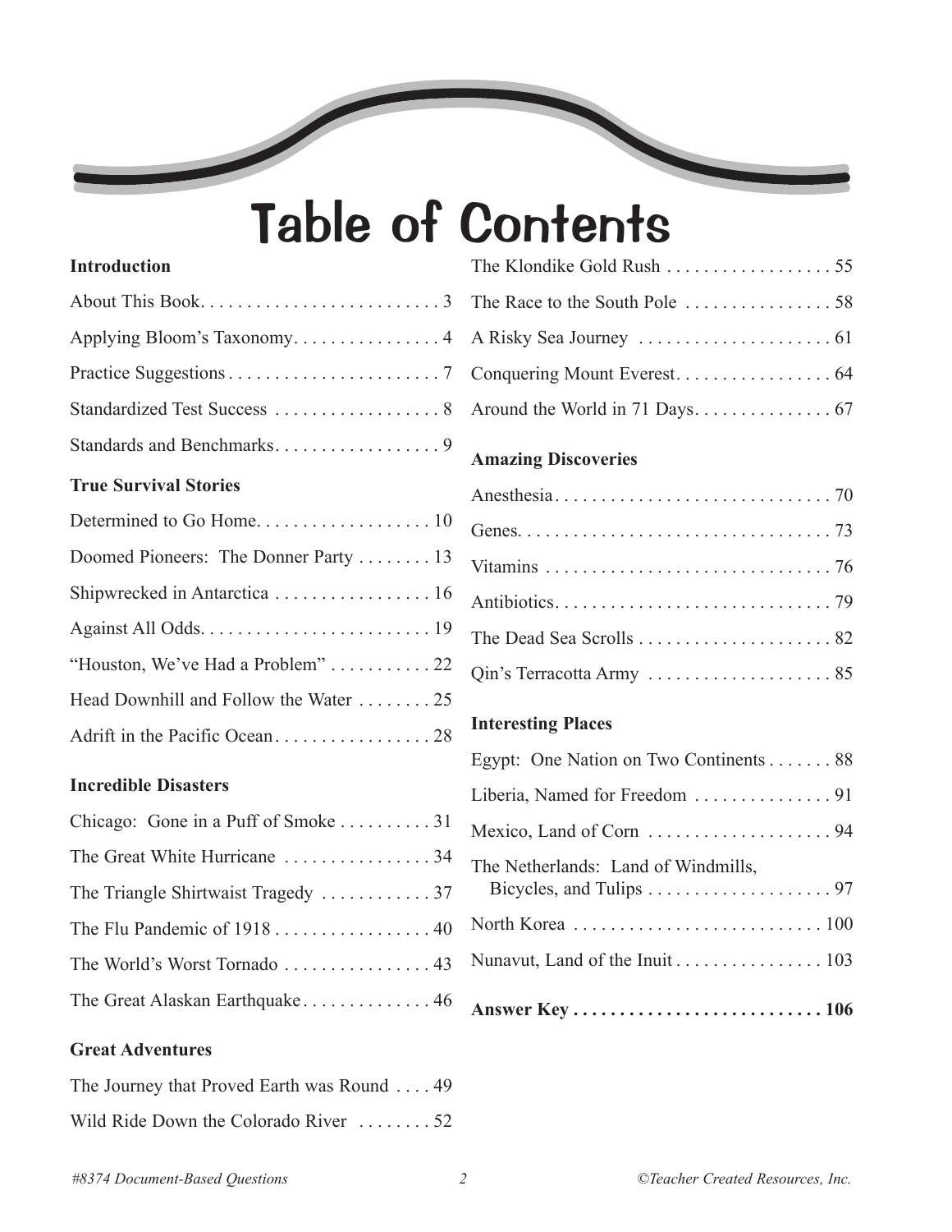# Table of Contents

**Introduction**

About This Book . . . . . . . . . . . . . . . . . . . . . . . . . . 3

Applying Bloom's Taxonomy . . . . . . . . . . . . . . . . 4

Practice Suggestions . . . . . . . . . . . . . . . . . . . . . . . 7

Standardized Test Success . . . . . . . . . . . . . . . . . . 8

Standards and Benchmarks . . . . . . . . . . . . . . . . . . 9

**True Survival Stories**

Determined to Go Home . . . . . . . . . . . . . . . . . . . 10

Doomed Pioneers: The Donner Party . . . . . . . . 13

Shipwrecked in Antarctica . . . . . . . . . . . . . . . . . 16

Against All Odds . . . . . . . . . . . . . . . . . . . . . . . . . 19

"Houston, We've Had a Problem" . . . . . . . . . . . 22

Head Downhill and Follow the Water . . . . . . . . 25

Adrift in the Pacific Ocean . . . . . . . . . . . . . . . . . 28

**Incredible Disasters**

Chicago: Gone in a Puff of Smoke . . . . . . . . . . 31

The Great White Hurricane . . . . . . . . . . . . . . . . 34

The Triangle Shirtwaist Tragedy . . . . . . . . . . . . 37

The Flu Pandemic of 1918 . . . . . . . . . . . . . . . . . 40

The World's Worst Tornado . . . . . . . . . . . . . . . . 43

The Great Alaskan Earthquake . . . . . . . . . . . . . . 46

**Great Adventures**

The Journey that Proved Earth was Round . . . . 49

Wild Ride Down the Colorado River . . . . . . . . 52

The Klondike Gold Rush . . . . . . . . . . . . . . . . . . 55

The Race to the South Pole . . . . . . . . . . . . . . . . 58

A Risky Sea Journey . . . . . . . . . . . . . . . . . . . . . 61

Conquering Mount Everest . . . . . . . . . . . . . . . . . 64

Around the World in 71 Days . . . . . . . . . . . . . . . 67

**Amazing Discoveries**

Anesthesia . . . . . . . . . . . . . . . . . . . . . . . . . . . . . . 70

Genes . . . . . . . . . . . . . . . . . . . . . . . . . . . . . . . . . . 73

Vitamins . . . . . . . . . . . . . . . . . . . . . . . . . . . . . . . 76

Antibiotics . . . . . . . . . . . . . . . . . . . . . . . . . . . . . . 79

The Dead Sea Scrolls . . . . . . . . . . . . . . . . . . . . . 82

Qin's Terracotta Army . . . . . . . . . . . . . . . . . . . . 85

**Interesting Places**

Egypt: One Nation on Two Continents . . . . . . . 88

Liberia, Named for Freedom . . . . . . . . . . . . . . . 91

Mexico, Land of Corn . . . . . . . . . . . . . . . . . . . . 94

The Netherlands: Land of Windmills, Bicycles, and Tulips . . . . . . . . . . . . . . . . . . . . 97

North Korea . . . . . . . . . . . . . . . . . . . . . . . . . . . 100

Nunavut, Land of the Inuit . . . . . . . . . . . . . . . . 103

**Answer Key . . . . . . . . . . . . . . . . . . . . . . . . . . . 106**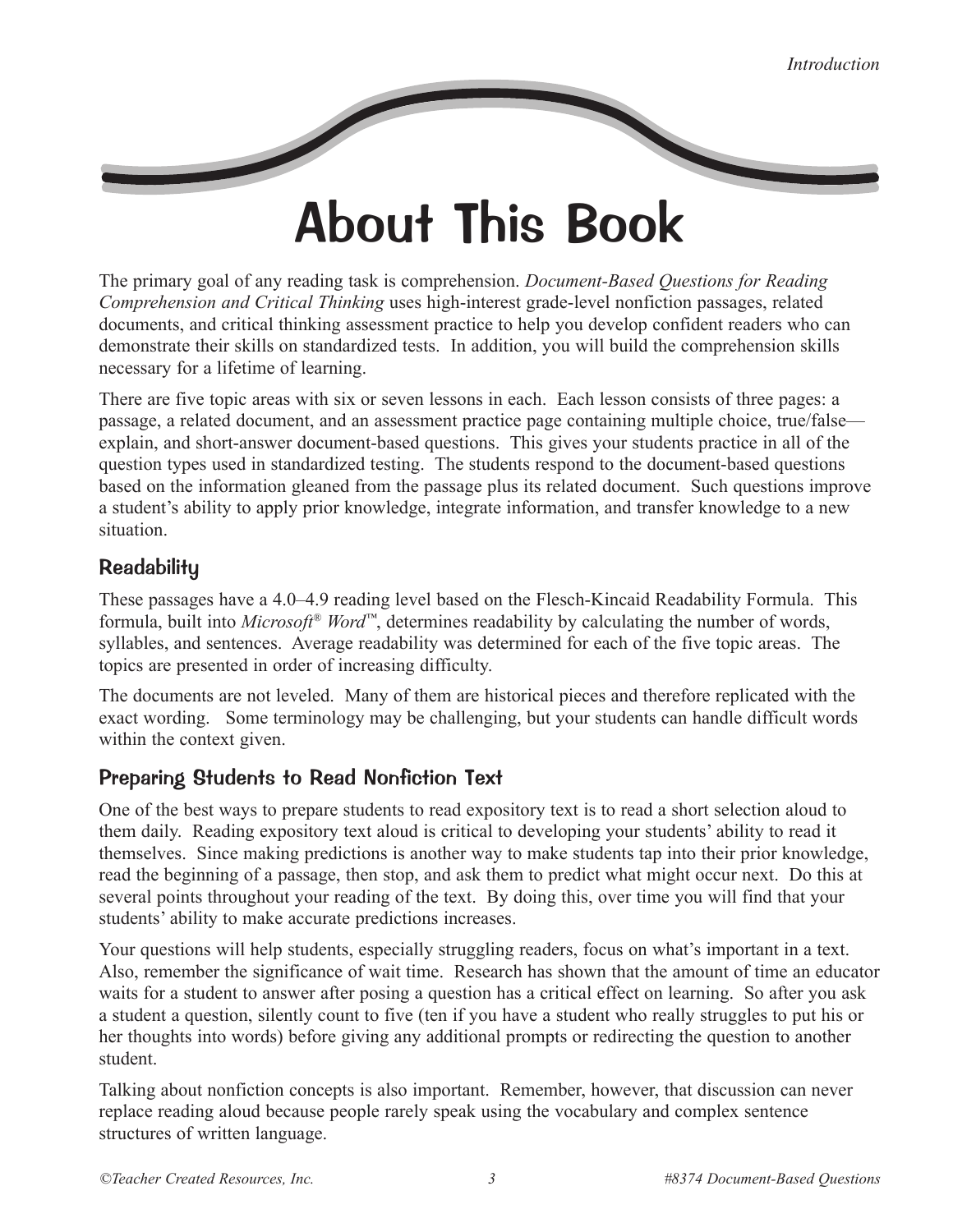# About This Book

The primary goal of any reading task is comprehension. *Document-Based Questions for Reading Comprehension and Critical Thinking* uses high-interest grade-level nonfiction passages, related documents, and critical thinking assessment practice to help you develop confident readers who can demonstrate their skills on standardized tests. In addition, you will build the comprehension skills necessary for a lifetime of learning.

There are five topic areas with six or seven lessons in each. Each lesson consists of three pages: a passage, a related document, and an assessment practice page containing multiple choice, true/false—explain, and short-answer document-based questions. This gives your students practice in all of the question types used in standardized testing. The students respond to the document-based questions based on the information gleaned from the passage plus its related document. Such questions improve a student's ability to apply prior knowledge, integrate information, and transfer knowledge to a new situation.

## Readability

These passages have a 4.0–4.9 reading level based on the Flesch-Kincaid Readability Formula. This formula, built into *Microsoft® Word™*, determines readability by calculating the number of words, syllables, and sentences. Average readability was determined for each of the five topic areas. The topics are presented in order of increasing difficulty.

The documents are not leveled. Many of them are historical pieces and therefore replicated with the exact wording. Some terminology may be challenging, but your students can handle difficult words within the context given.

## Preparing Students to Read Nonfiction Text

One of the best ways to prepare students to read expository text is to read a short selection aloud to them daily. Reading expository text aloud is critical to developing your students' ability to read it themselves. Since making predictions is another way to make students tap into their prior knowledge, read the beginning of a passage, then stop, and ask them to predict what might occur next. Do this at several points throughout your reading of the text. By doing this, over time you will find that your students' ability to make accurate predictions increases.

Your questions will help students, especially struggling readers, focus on what's important in a text. Also, remember the significance of wait time. Research has shown that the amount of time an educator waits for a student to answer after posing a question has a critical effect on learning. So after you ask a student a question, silently count to five (ten if you have a student who really struggles to put his or her thoughts into words) before giving any additional prompts or redirecting the question to another student.

Talking about nonfiction concepts is also important. Remember, however, that discussion can never replace reading aloud because people rarely speak using the vocabulary and complex sentence structures of written language.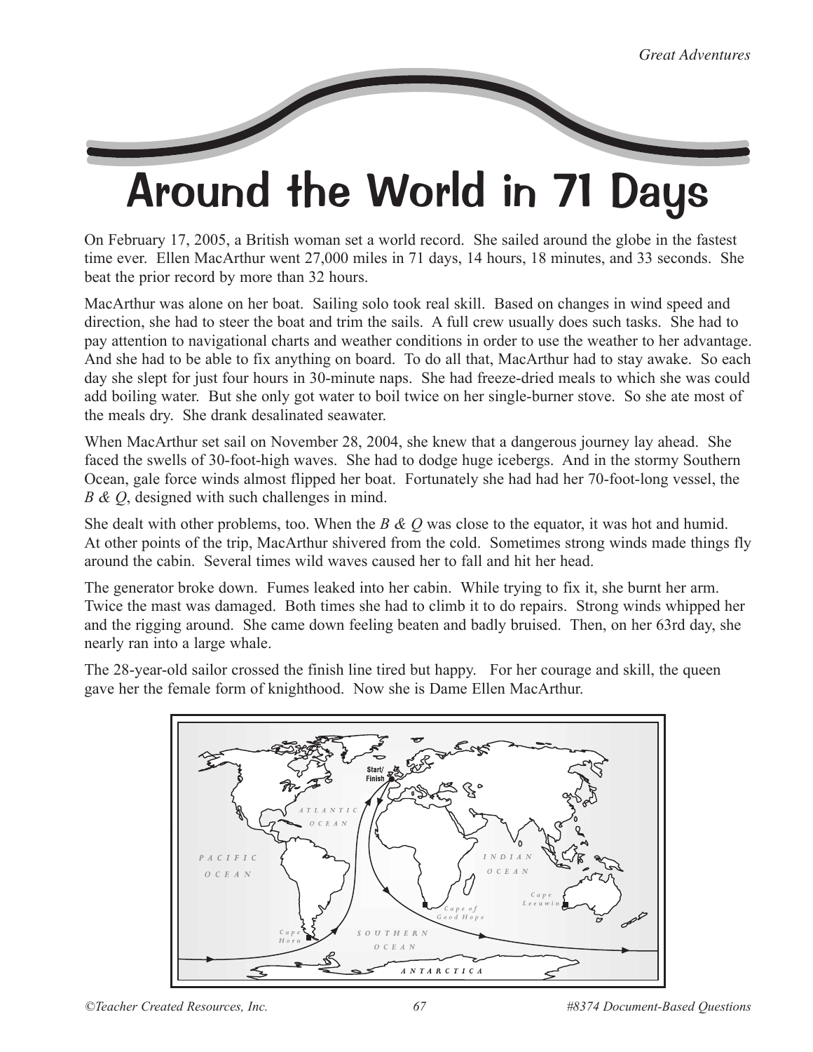# Around the World in 71 Days

On February 17, 2005, a British woman set a world record. She sailed around the globe in the fastest time ever. Ellen MacArthur went 27,000 miles in 71 days, 14 hours, 18 minutes, and 33 seconds. She beat the prior record by more than 32 hours.

MacArthur was alone on her boat. Sailing solo took real skill. Based on changes in wind speed and direction, she had to steer the boat and trim the sails. A full crew usually does such tasks. She had to pay attention to navigational charts and weather conditions in order to use the weather to her advantage. And she had to be able to fix anything on board. To do all that, MacArthur had to stay awake. So each day she slept for just four hours in 30-minute naps. She had freeze-dried meals to which she was could add boiling water. But she only got water to boil twice on her single-burner stove. So she ate most of the meals dry. She drank desalinated seawater.

When MacArthur set sail on November 28, 2004, she knew that a dangerous journey lay ahead. She faced the swells of 30-foot-high waves. She had to dodge huge icebergs. And in the stormy Southern Ocean, gale force winds almost flipped her boat. Fortunately she had had her 70-foot-long vessel, the *B & Q*, designed with such challenges in mind.

She dealt with other problems, too. When the *B & Q* was close to the equator, it was hot and humid. At other points of the trip, MacArthur shivered from the cold. Sometimes strong winds made things fly around the cabin. Several times wild waves caused her to fall and hit her head.

The generator broke down. Fumes leaked into her cabin. While trying to fix it, she burnt her arm. Twice the mast was damaged. Both times she had to climb it to do repairs. Strong winds whipped her and the rigging around. She came down feeling beaten and badly bruised. Then, on her 63rd day, she nearly ran into a large whale.

The 28-year-old sailor crossed the finish line tired but happy. For her courage and skill, the queen gave her the female form of knighthood. Now she is Dame Ellen MacArthur.

Start/
Finish
ATLANTIC
OCEAN
PACIFIC
OCEAN
INDIAN
OCEAN
Cape
Leeuwin
Cape of
Good Hope
Cape
Horn
SOUTHERN
OCEAN
ANTARCTICA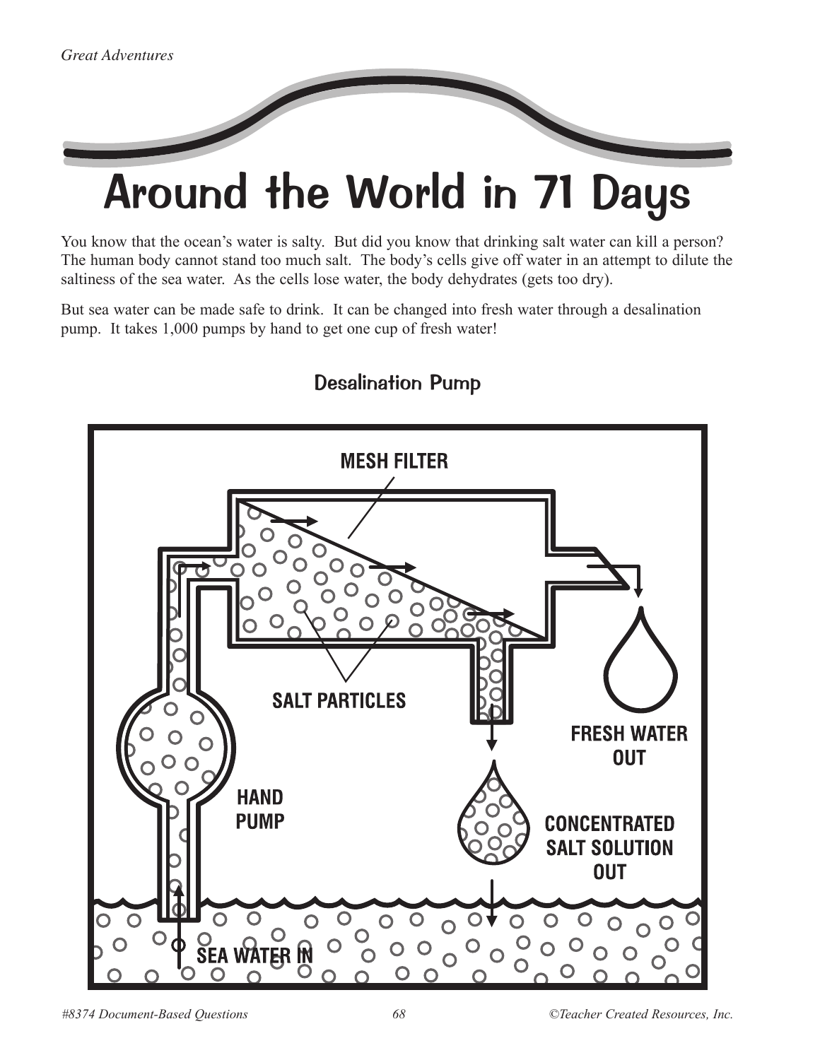# Around the World in 71 Days

You know that the ocean's water is salty. But did you know that drinking salt water can kill a person? The human body cannot stand too much salt. The body's cells give off water in an attempt to dilute the saltiness of the sea water. As the cells lose water, the body dehydrates (gets too dry).

But sea water can be made safe to drink. It can be changed into fresh water through a desalination pump. It takes 1,000 pumps by hand to get one cup of fresh water!

## Desalination Pump

MESH FILTER

SALT PARTICLES

FRESH WATER OUT

HAND PUMP

CONCENTRATED SALT SOLUTION OUT

SEA WATER IN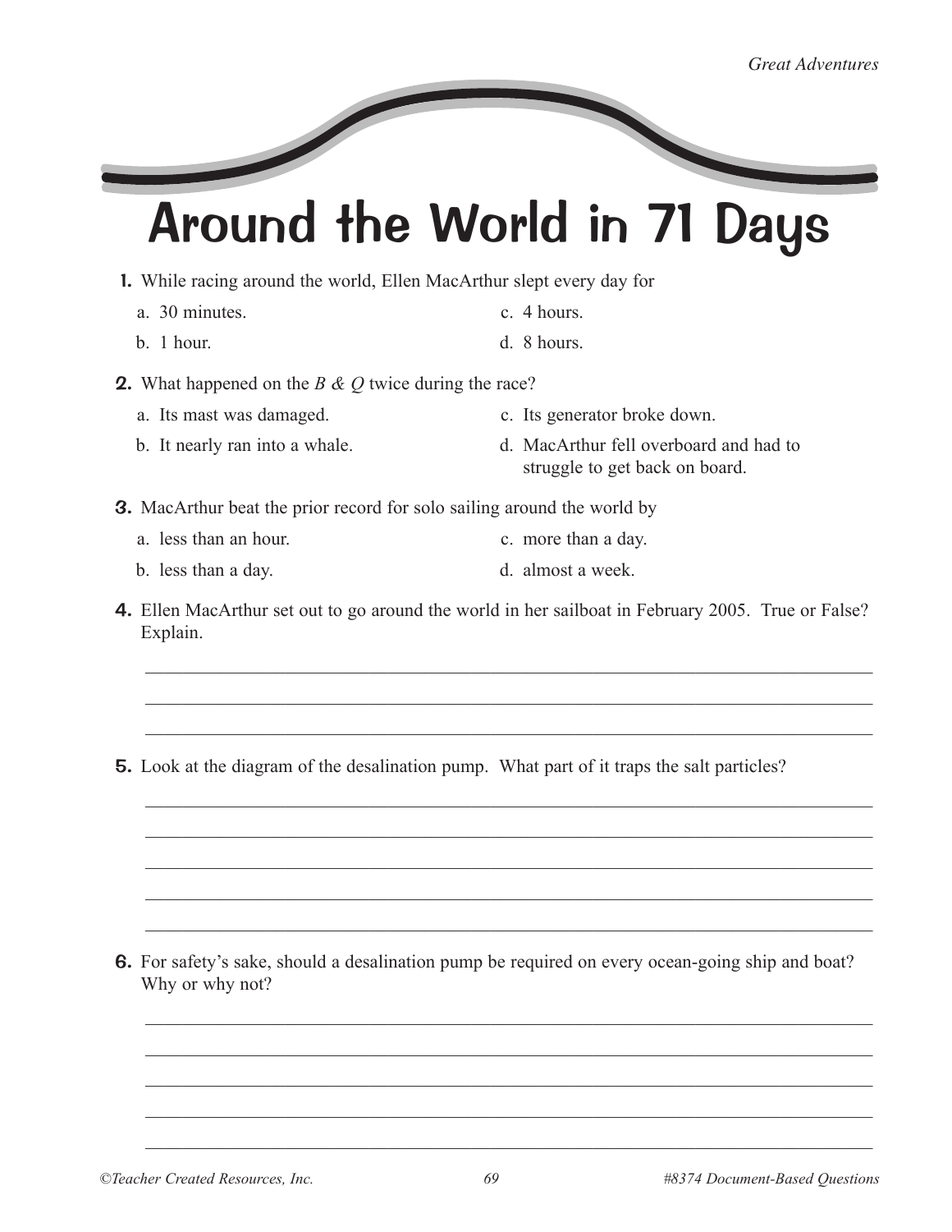# Around the World in 71 Days

1. While racing around the world, Ellen MacArthur slept every day for

   a. 30 minutes.
   b. 1 hour.
   c. 4 hours.
   d. 8 hours.

2. What happened on the *B & Q* twice during the race?

   a. Its mast was damaged.
   b. It nearly ran into a whale.
   c. Its generator broke down.
   d. MacArthur fell overboard and had to struggle to get back on board.

3. MacArthur beat the prior record for solo sailing around the world by

   a. less than an hour.
   b. less than a day.
   c. more than a day.
   d. almost a week.

4. Ellen MacArthur set out to go around the world in her sailboat in February 2005. True or False? Explain.

______________________________________________________________________

______________________________________________________________________

______________________________________________________________________

5. Look at the diagram of the desalination pump. What part of it traps the salt particles?

______________________________________________________________________

______________________________________________________________________

______________________________________________________________________

______________________________________________________________________

______________________________________________________________________

6. For safety's sake, should a desalination pump be required on every ocean-going ship and boat? Why or why not?

______________________________________________________________________

______________________________________________________________________

______________________________________________________________________

______________________________________________________________________

______________________________________________________________________